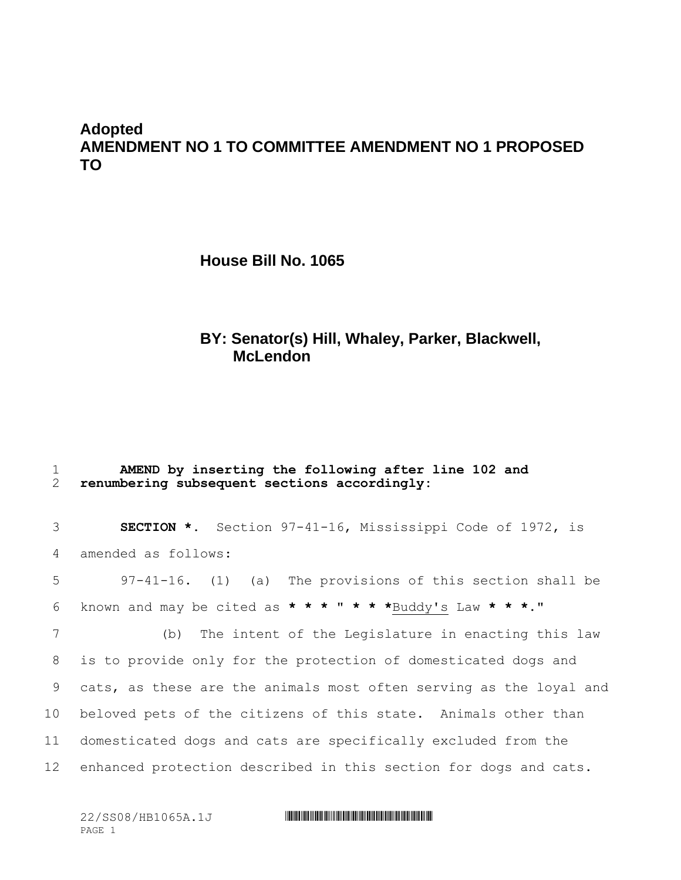**Adopted**
**AMENDMENT NO 1 TO COMMITTEE AMENDMENT NO 1 PROPOSED TO**

**House Bill No. 1065**

**BY: Senator(s) Hill, Whaley, Parker, Blackwell, McLendon**

1 **AMEND by inserting the following after line 102 and**
2 **renumbering subsequent sections accordingly:**

3 **SECTION \*.** Section 97-41-16, Mississippi Code of 1972, is
4 amended as follows:

5 97-41-16. (1) (a) The provisions of this section shall be
6 known and may be cited as **\* \* \*** " **\* \* \***<u>Buddy's</u> Law **\* \* \***."

7 (b) The intent of the Legislature in enacting this law
8 is to provide only for the protection of domesticated dogs and
9 cats, as these are the animals most often serving as the loyal and
10 beloved pets of the citizens of this state. Animals other than
11 domesticated dogs and cats are specifically excluded from the
12 enhanced protection described in this section for dogs and cats.

22/SS08/HB1065A.1J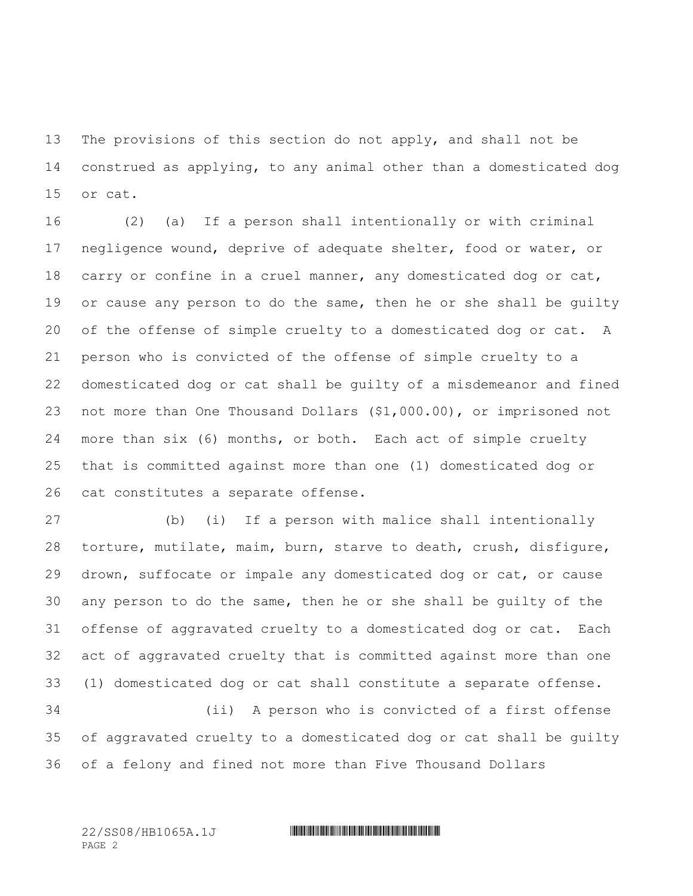The provisions of this section do not apply, and shall not be construed as applying, to any animal other than a domesticated dog or cat.

(2) (a) If a person shall intentionally or with criminal negligence wound, deprive of adequate shelter, food or water, or carry or confine in a cruel manner, any domesticated dog or cat, or cause any person to do the same, then he or she shall be guilty of the offense of simple cruelty to a domesticated dog or cat. A person who is convicted of the offense of simple cruelty to a domesticated dog or cat shall be guilty of a misdemeanor and fined not more than One Thousand Dollars ($1,000.00), or imprisoned not more than six (6) months, or both. Each act of simple cruelty that is committed against more than one (1) domesticated dog or cat constitutes a separate offense.

(b) (i) If a person with malice shall intentionally torture, mutilate, maim, burn, starve to death, crush, disfigure, drown, suffocate or impale any domesticated dog or cat, or cause any person to do the same, then he or she shall be guilty of the offense of aggravated cruelty to a domesticated dog or cat. Each act of aggravated cruelty that is committed against more than one (1) domesticated dog or cat shall constitute a separate offense.

(ii) A person who is convicted of a first offense of aggravated cruelty to a domesticated dog or cat shall be guilty of a felony and fined not more than Five Thousand Dollars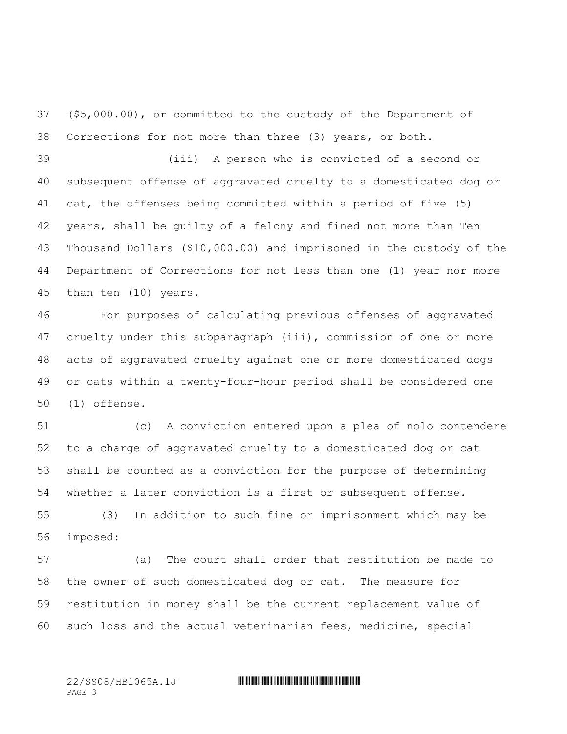($5,000.00), or committed to the custody of the Department of Corrections for not more than three (3) years, or both.

(iii) A person who is convicted of a second or subsequent offense of aggravated cruelty to a domesticated dog or cat, the offenses being committed within a period of five (5) years, shall be guilty of a felony and fined not more than Ten Thousand Dollars ($10,000.00) and imprisoned in the custody of the Department of Corrections for not less than one (1) year nor more than ten (10) years.

For purposes of calculating previous offenses of aggravated cruelty under this subparagraph (iii), commission of one or more acts of aggravated cruelty against one or more domesticated dogs or cats within a twenty-four-hour period shall be considered one (1) offense.

(c) A conviction entered upon a plea of nolo contendere to a charge of aggravated cruelty to a domesticated dog or cat shall be counted as a conviction for the purpose of determining whether a later conviction is a first or subsequent offense.

(3) In addition to such fine or imprisonment which may be imposed:

(a) The court shall order that restitution be made to the owner of such domesticated dog or cat. The measure for restitution in money shall be the current replacement value of such loss and the actual veterinarian fees, medicine, special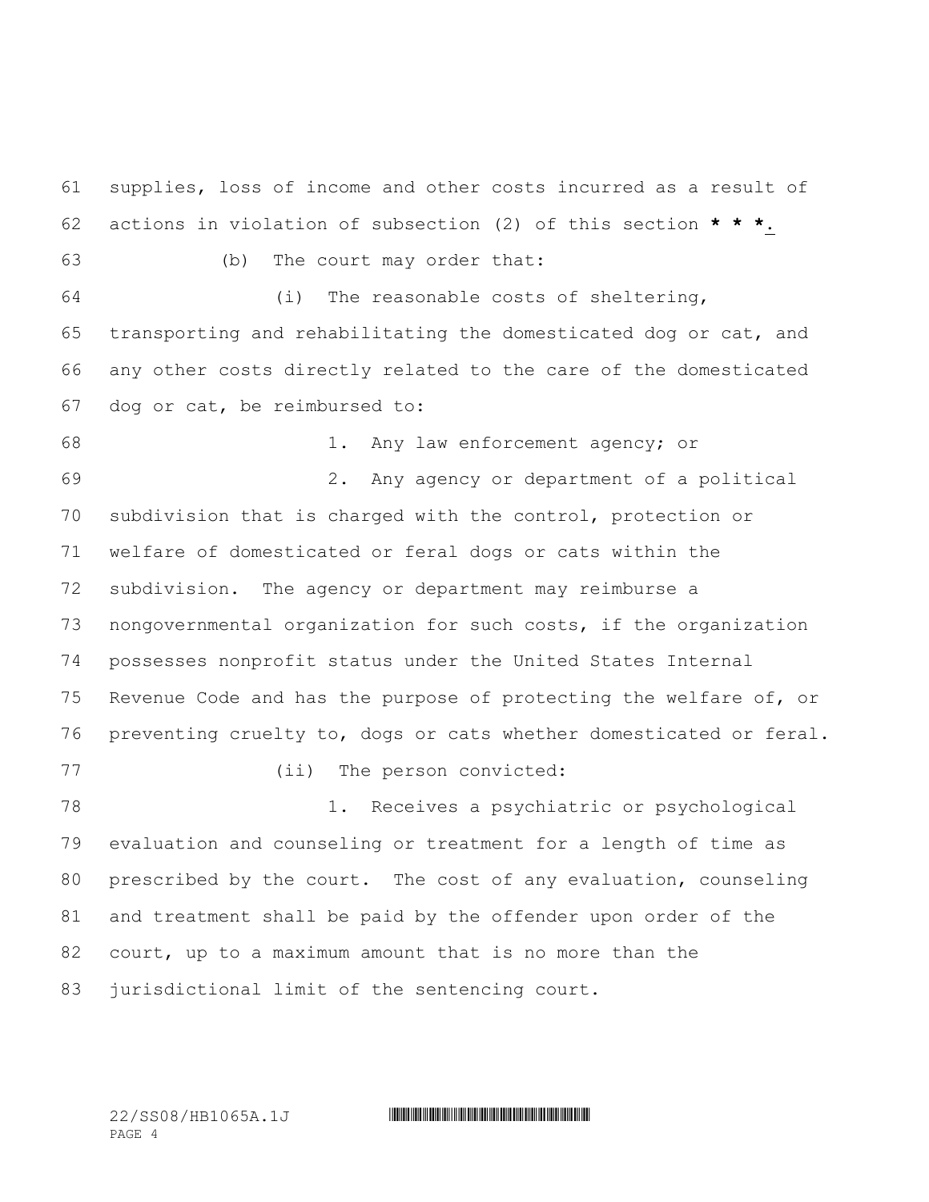supplies, loss of income and other costs incurred as a result of actions in violation of subsection (2) of this section **\* \* \***.

(b) The court may order that:

(i) The reasonable costs of sheltering, transporting and rehabilitating the domesticated dog or cat, and any other costs directly related to the care of the domesticated dog or cat, be reimbursed to:

1. Any law enforcement agency; or

2. Any agency or department of a political subdivision that is charged with the control, protection or welfare of domesticated or feral dogs or cats within the subdivision. The agency or department may reimburse a nongovernmental organization for such costs, if the organization possesses nonprofit status under the United States Internal Revenue Code and has the purpose of protecting the welfare of, or preventing cruelty to, dogs or cats whether domesticated or feral.

(ii) The person convicted:

1. Receives a psychiatric or psychological evaluation and counseling or treatment for a length of time as prescribed by the court. The cost of any evaluation, counseling and treatment shall be paid by the offender upon order of the court, up to a maximum amount that is no more than the jurisdictional limit of the sentencing court.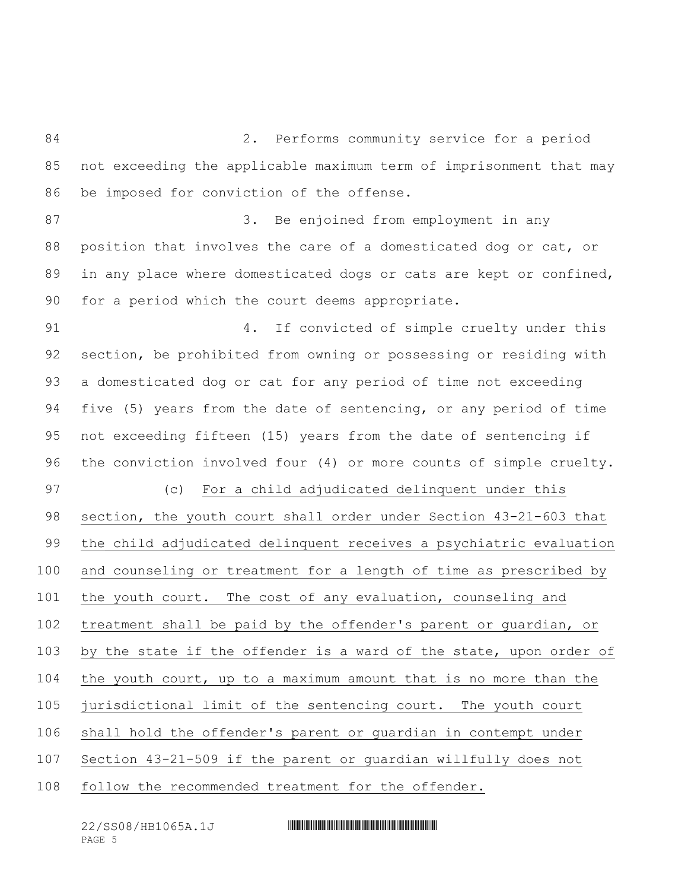2. Performs community service for a period not exceeding the applicable maximum term of imprisonment that may be imposed for conviction of the offense.

3. Be enjoined from employment in any position that involves the care of a domesticated dog or cat, or in any place where domesticated dogs or cats are kept or confined, for a period which the court deems appropriate.

4. If convicted of simple cruelty under this section, be prohibited from owning or possessing or residing with a domesticated dog or cat for any period of time not exceeding five (5) years from the date of sentencing, or any period of time not exceeding fifteen (15) years from the date of sentencing if the conviction involved four (4) or more counts of simple cruelty.

(c) <u>For a child adjudicated delinquent under this section, the youth court shall order under Section 43-21-603 that the child adjudicated delinquent receives a psychiatric evaluation and counseling or treatment for a length of time as prescribed by the youth court. The cost of any evaluation, counseling and treatment shall be paid by the offender's parent or guardian, or by the state if the offender is a ward of the state, upon order of the youth court, up to a maximum amount that is no more than the jurisdictional limit of the sentencing court. The youth court shall hold the offender's parent or guardian in contempt under Section 43-21-509 if the parent or guardian willfully does not follow the recommended treatment for the offender.</u>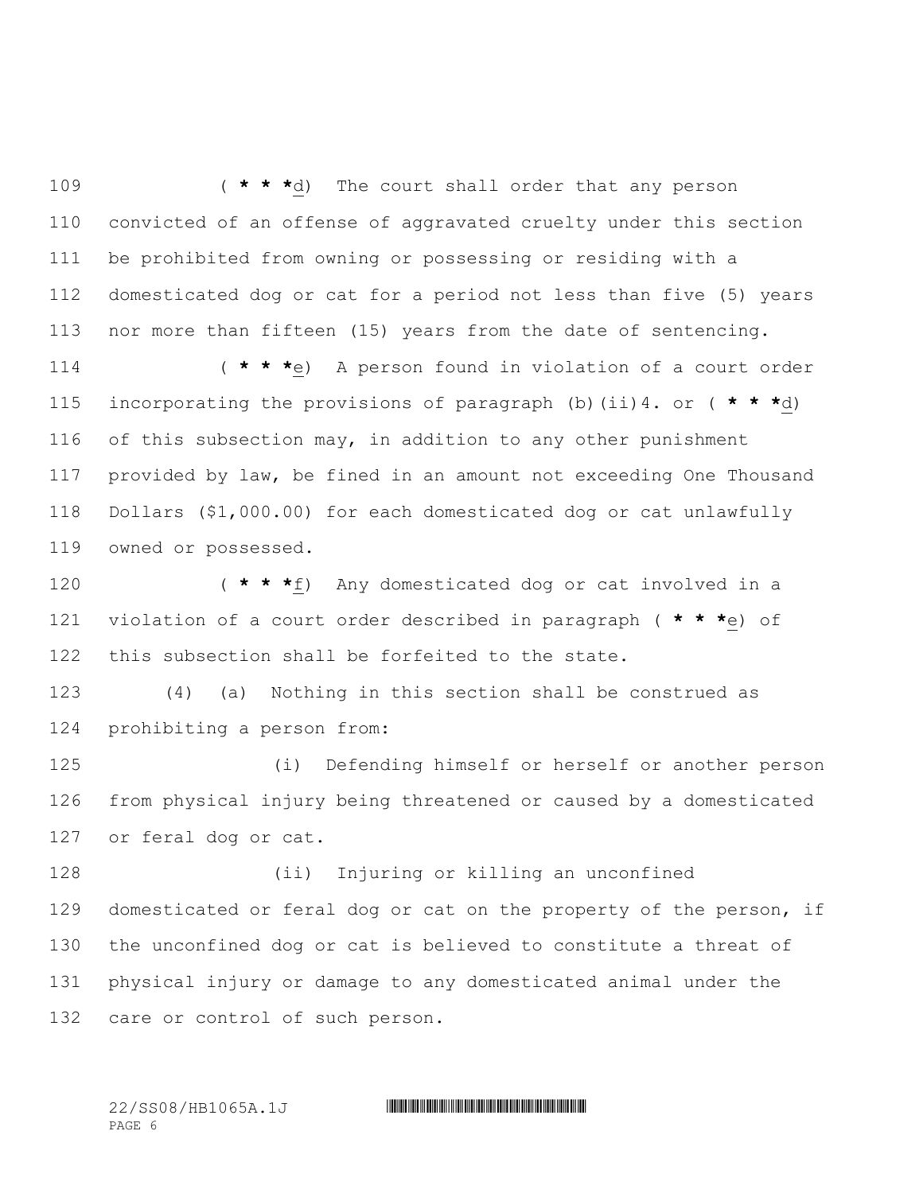( * * *d) The court shall order that any person convicted of an offense of aggravated cruelty under this section be prohibited from owning or possessing or residing with a domesticated dog or cat for a period not less than five (5) years nor more than fifteen (15) years from the date of sentencing.

( * * *e) A person found in violation of a court order incorporating the provisions of paragraph (b)(ii)4. or ( * * *d) of this subsection may, in addition to any other punishment provided by law, be fined in an amount not exceeding One Thousand Dollars ($1,000.00) for each domesticated dog or cat unlawfully owned or possessed.

( * * *f) Any domesticated dog or cat involved in a violation of a court order described in paragraph ( * * *e) of this subsection shall be forfeited to the state.

(4) (a) Nothing in this section shall be construed as prohibiting a person from:

(i) Defending himself or herself or another person from physical injury being threatened or caused by a domesticated or feral dog or cat.

(ii) Injuring or killing an unconfined domesticated or feral dog or cat on the property of the person, if the unconfined dog or cat is believed to constitute a threat of physical injury or damage to any domesticated animal under the care or control of such person.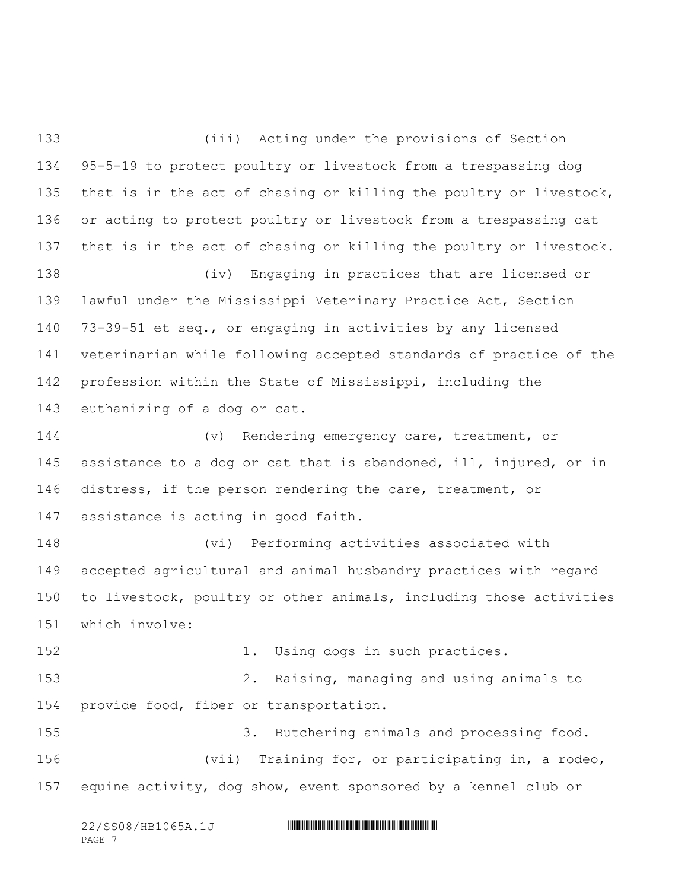(iii) Acting under the provisions of Section 95-5-19 to protect poultry or livestock from a trespassing dog that is in the act of chasing or killing the poultry or livestock, or acting to protect poultry or livestock from a trespassing cat that is in the act of chasing or killing the poultry or livestock.

(iv) Engaging in practices that are licensed or lawful under the Mississippi Veterinary Practice Act, Section 73-39-51 et seq., or engaging in activities by any licensed veterinarian while following accepted standards of practice of the profession within the State of Mississippi, including the euthanizing of a dog or cat.

(v) Rendering emergency care, treatment, or assistance to a dog or cat that is abandoned, ill, injured, or in distress, if the person rendering the care, treatment, or assistance is acting in good faith.

(vi) Performing activities associated with accepted agricultural and animal husbandry practices with regard to livestock, poultry or other animals, including those activities which involve:

1. Using dogs in such practices.

2. Raising, managing and using animals to provide food, fiber or transportation.

3. Butchering animals and processing food.

(vii) Training for, or participating in, a rodeo, equine activity, dog show, event sponsored by a kennel club or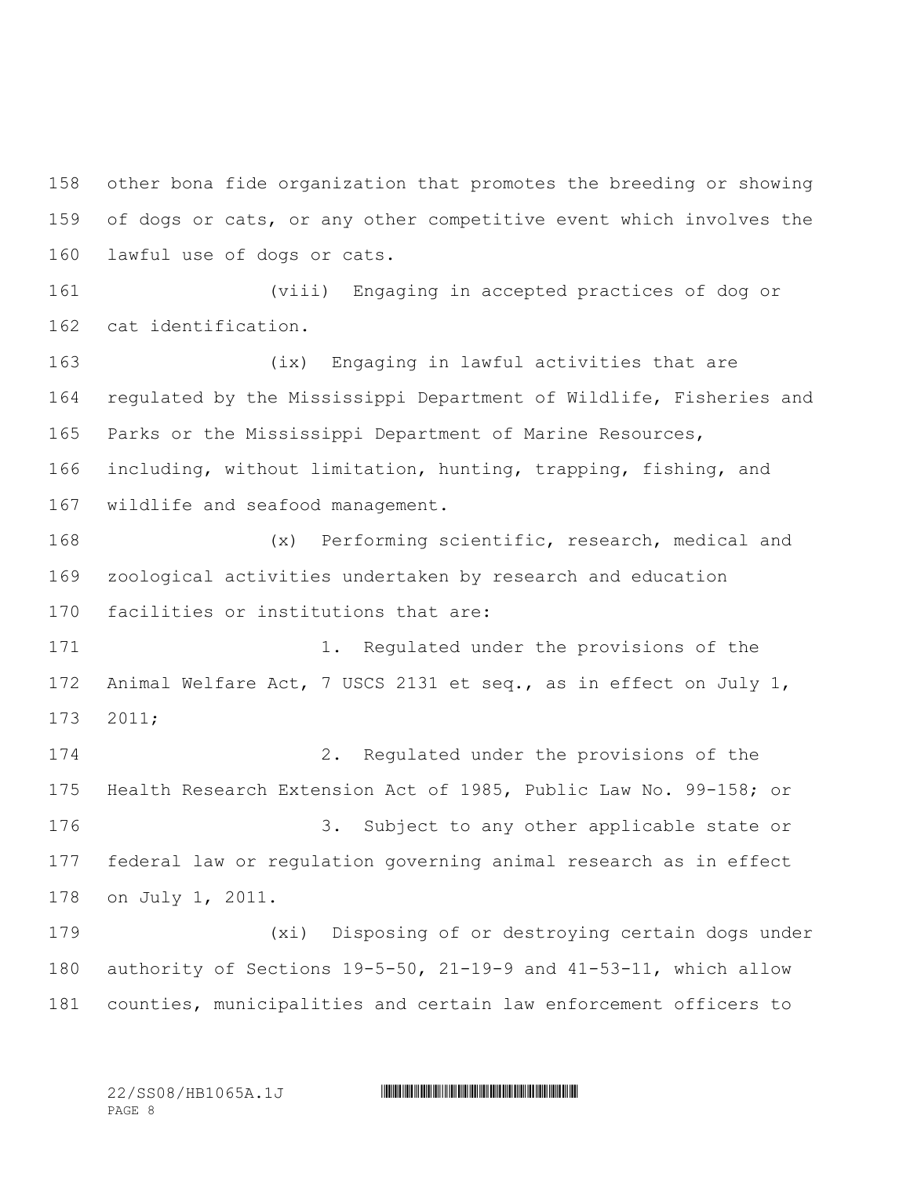other bona fide organization that promotes the breeding or showing of dogs or cats, or any other competitive event which involves the lawful use of dogs or cats.

(viii) Engaging in accepted practices of dog or cat identification.

(ix) Engaging in lawful activities that are regulated by the Mississippi Department of Wildlife, Fisheries and Parks or the Mississippi Department of Marine Resources, including, without limitation, hunting, trapping, fishing, and wildlife and seafood management.

(x) Performing scientific, research, medical and zoological activities undertaken by research and education facilities or institutions that are:

1. Regulated under the provisions of the Animal Welfare Act, 7 USCS 2131 et seq., as in effect on July 1, 2011;

2. Regulated under the provisions of the Health Research Extension Act of 1985, Public Law No. 99-158; or

3. Subject to any other applicable state or federal law or regulation governing animal research as in effect on July 1, 2011.

(xi) Disposing of or destroying certain dogs under authority of Sections 19-5-50, 21-19-9 and 41-53-11, which allow counties, municipalities and certain law enforcement officers to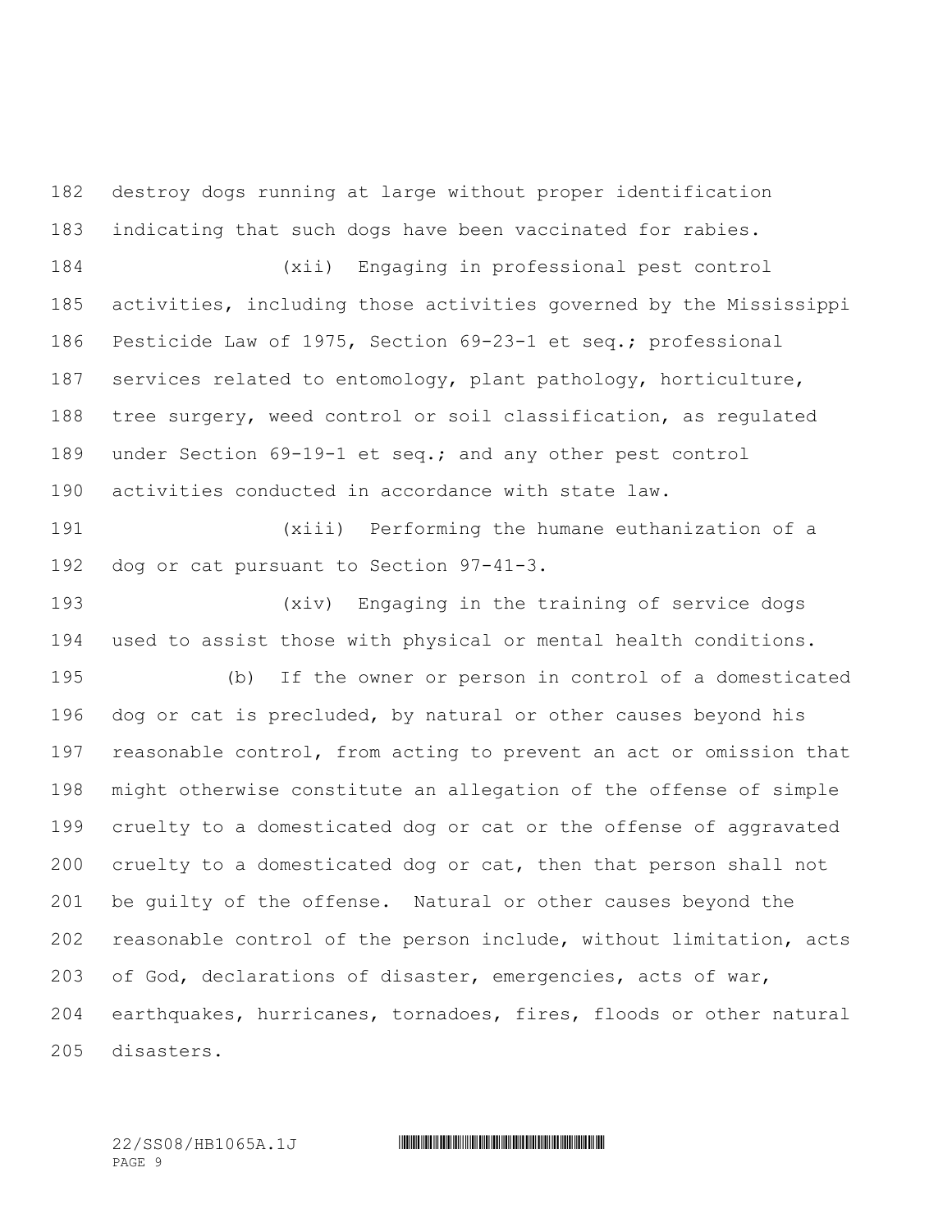destroy dogs running at large without proper identification indicating that such dogs have been vaccinated for rabies.

(xii) Engaging in professional pest control activities, including those activities governed by the Mississippi Pesticide Law of 1975, Section 69-23-1 et seq.; professional services related to entomology, plant pathology, horticulture, tree surgery, weed control or soil classification, as regulated under Section 69-19-1 et seq.; and any other pest control activities conducted in accordance with state law.

(xiii) Performing the humane euthanization of a dog or cat pursuant to Section 97-41-3.

(xiv) Engaging in the training of service dogs used to assist those with physical or mental health conditions.

(b) If the owner or person in control of a domesticated dog or cat is precluded, by natural or other causes beyond his reasonable control, from acting to prevent an act or omission that might otherwise constitute an allegation of the offense of simple cruelty to a domesticated dog or cat or the offense of aggravated cruelty to a domesticated dog or cat, then that person shall not be guilty of the offense. Natural or other causes beyond the reasonable control of the person include, without limitation, acts of God, declarations of disaster, emergencies, acts of war, earthquakes, hurricanes, tornadoes, fires, floods or other natural disasters.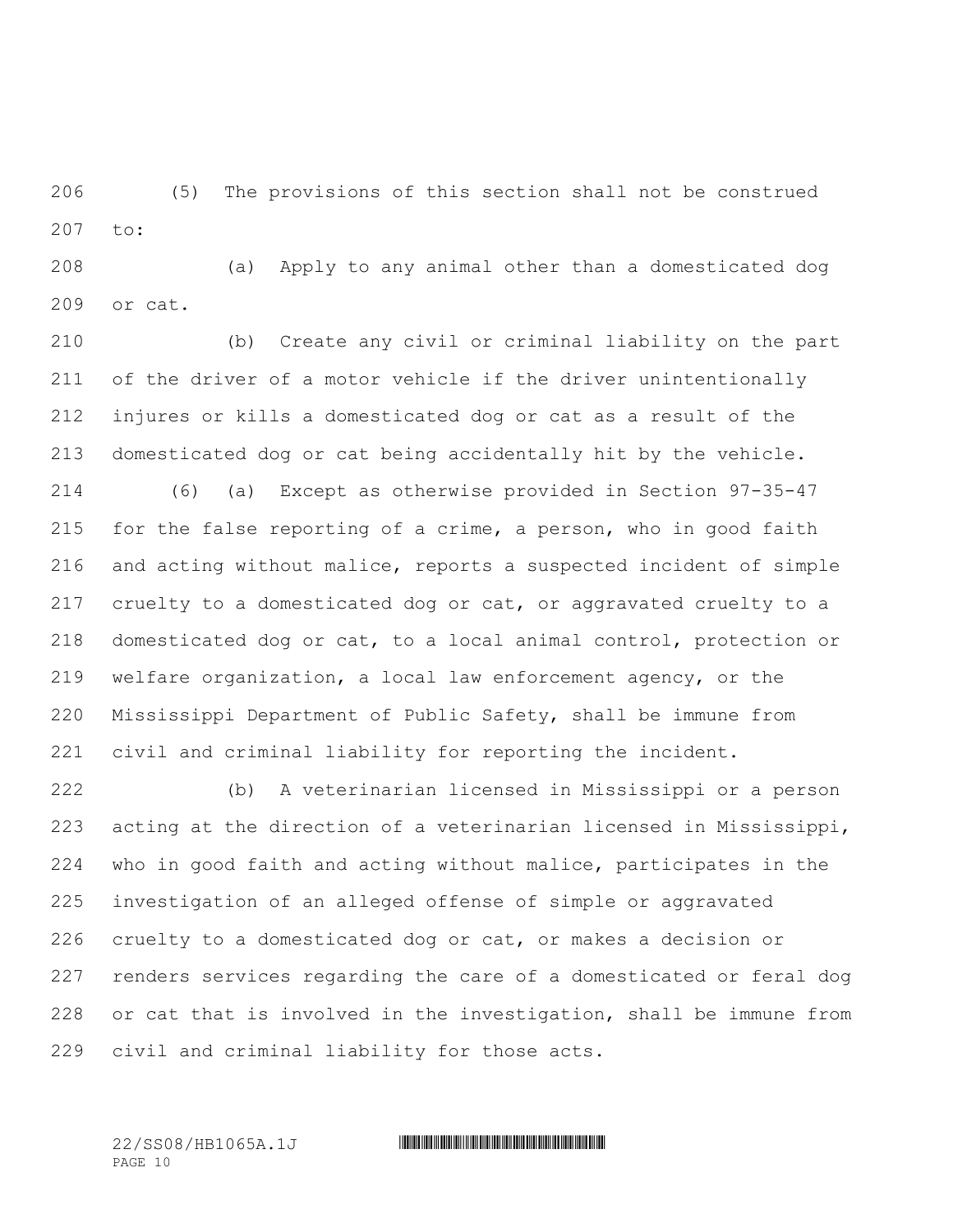(5) The provisions of this section shall not be construed to:

(a) Apply to any animal other than a domesticated dog or cat.

(b) Create any civil or criminal liability on the part of the driver of a motor vehicle if the driver unintentionally injures or kills a domesticated dog or cat as a result of the domesticated dog or cat being accidentally hit by the vehicle.

(6) (a) Except as otherwise provided in Section 97-35-47 for the false reporting of a crime, a person, who in good faith and acting without malice, reports a suspected incident of simple cruelty to a domesticated dog or cat, or aggravated cruelty to a domesticated dog or cat, to a local animal control, protection or welfare organization, a local law enforcement agency, or the Mississippi Department of Public Safety, shall be immune from civil and criminal liability for reporting the incident.

(b) A veterinarian licensed in Mississippi or a person acting at the direction of a veterinarian licensed in Mississippi, who in good faith and acting without malice, participates in the investigation of an alleged offense of simple or aggravated cruelty to a domesticated dog or cat, or makes a decision or renders services regarding the care of a domesticated or feral dog or cat that is involved in the investigation, shall be immune from civil and criminal liability for those acts.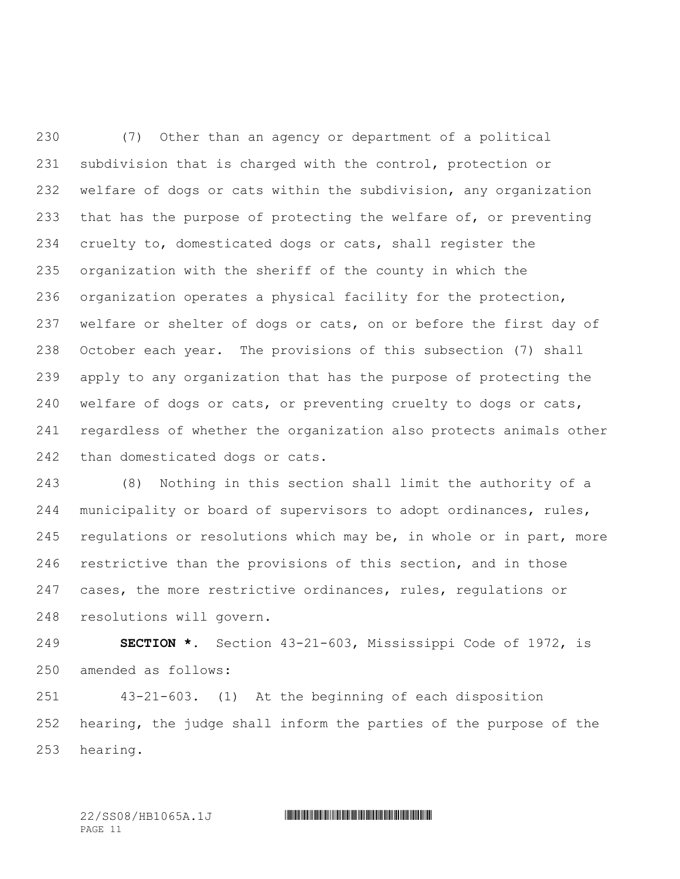(7) Other than an agency or department of a political subdivision that is charged with the control, protection or welfare of dogs or cats within the subdivision, any organization that has the purpose of protecting the welfare of, or preventing cruelty to, domesticated dogs or cats, shall register the organization with the sheriff of the county in which the organization operates a physical facility for the protection, welfare or shelter of dogs or cats, on or before the first day of October each year. The provisions of this subsection (7) shall apply to any organization that has the purpose of protecting the welfare of dogs or cats, or preventing cruelty to dogs or cats, regardless of whether the organization also protects animals other than domesticated dogs or cats.

(8) Nothing in this section shall limit the authority of a municipality or board of supervisors to adopt ordinances, rules, regulations or resolutions which may be, in whole or in part, more restrictive than the provisions of this section, and in those cases, the more restrictive ordinances, rules, regulations or resolutions will govern.

**SECTION *.** Section 43-21-603, Mississippi Code of 1972, is amended as follows:

43-21-603. (1) At the beginning of each disposition hearing, the judge shall inform the parties of the purpose of the hearing.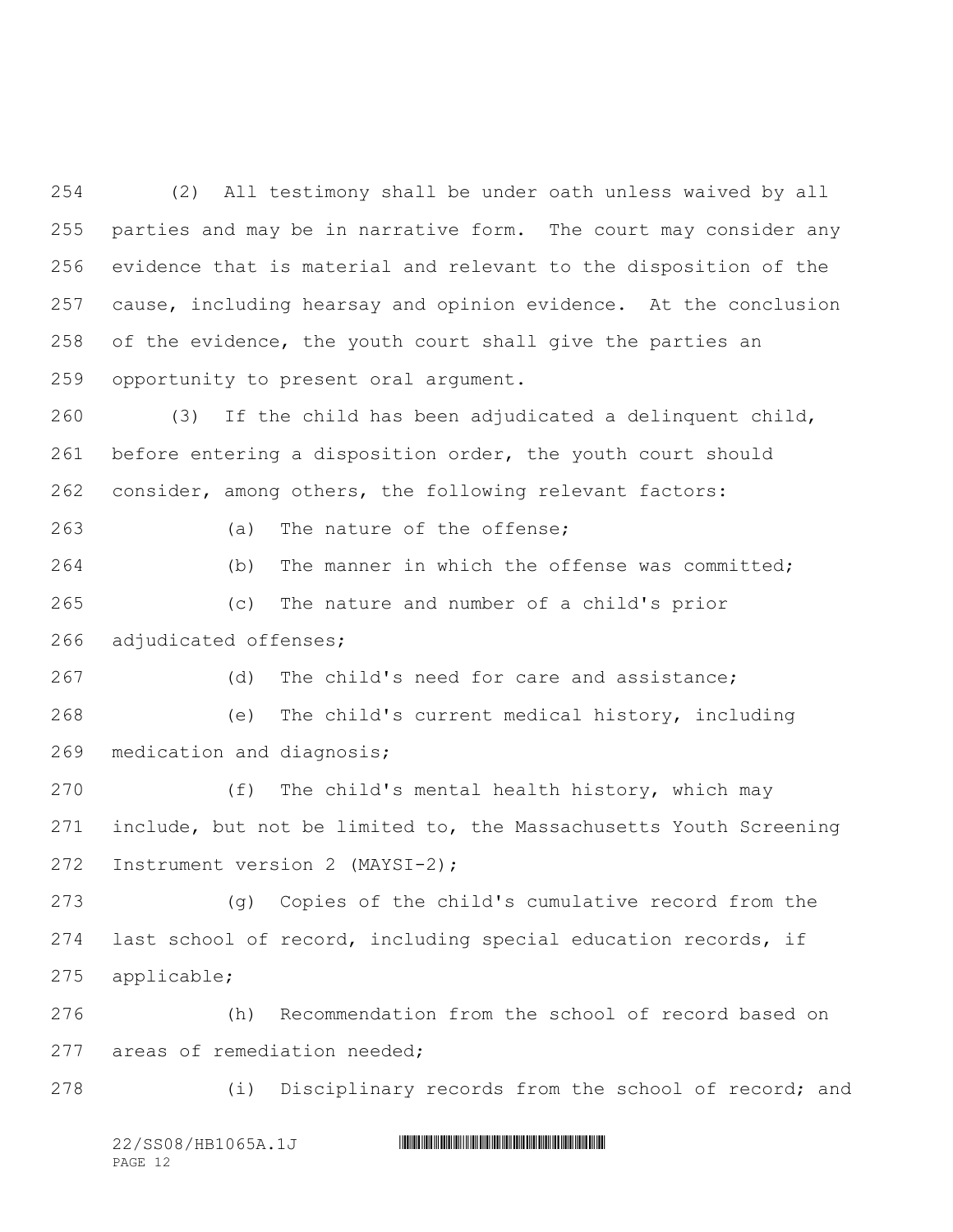(2) All testimony shall be under oath unless waived by all parties and may be in narrative form. The court may consider any evidence that is material and relevant to the disposition of the cause, including hearsay and opinion evidence. At the conclusion of the evidence, the youth court shall give the parties an opportunity to present oral argument.

(3) If the child has been adjudicated a delinquent child, before entering a disposition order, the youth court should consider, among others, the following relevant factors:

(a) The nature of the offense;

(b) The manner in which the offense was committed;

(c) The nature and number of a child's prior adjudicated offenses;

(d) The child's need for care and assistance;

(e) The child's current medical history, including medication and diagnosis;

(f) The child's mental health history, which may include, but not be limited to, the Massachusetts Youth Screening Instrument version 2 (MAYSI-2);

(g) Copies of the child's cumulative record from the last school of record, including special education records, if applicable;

(h) Recommendation from the school of record based on areas of remediation needed;

(i) Disciplinary records from the school of record; and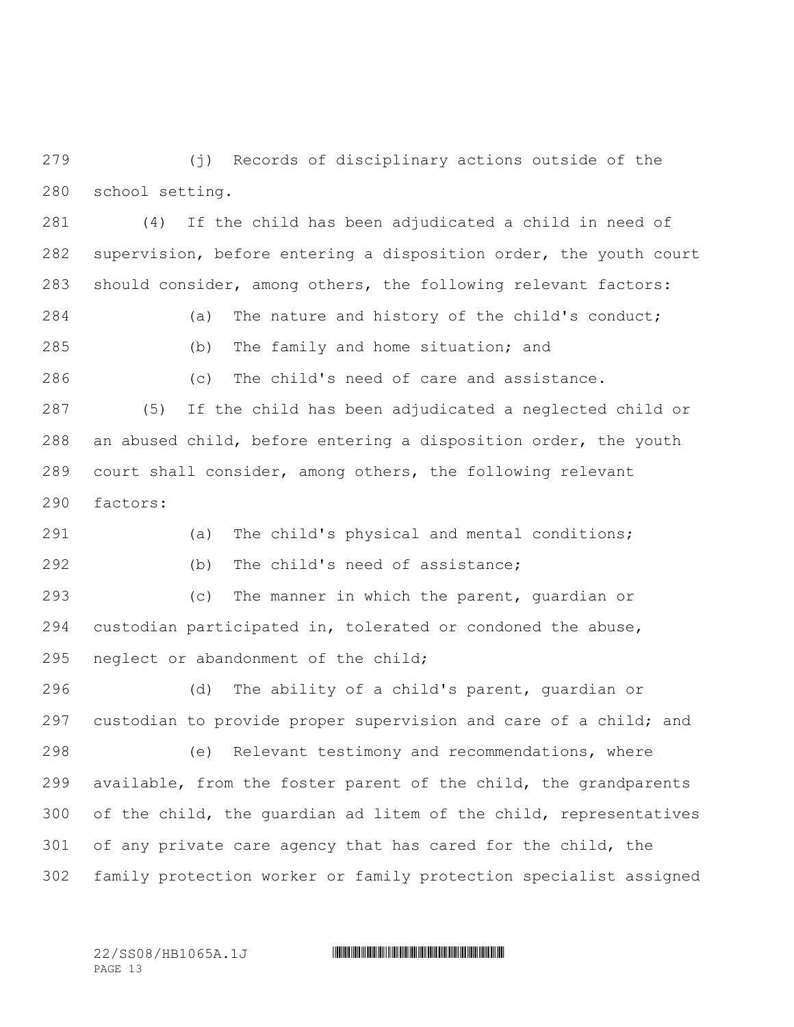(j) Records of disciplinary actions outside of the school setting.

(4) If the child has been adjudicated a child in need of supervision, before entering a disposition order, the youth court should consider, among others, the following relevant factors:

(a) The nature and history of the child's conduct;

(b) The family and home situation; and

(c) The child's need of care and assistance.

(5) If the child has been adjudicated a neglected child or an abused child, before entering a disposition order, the youth court shall consider, among others, the following relevant factors:

(a) The child's physical and mental conditions;

(b) The child's need of assistance;

(c) The manner in which the parent, guardian or custodian participated in, tolerated or condoned the abuse, neglect or abandonment of the child;

(d) The ability of a child's parent, guardian or custodian to provide proper supervision and care of a child; and

(e) Relevant testimony and recommendations, where available, from the foster parent of the child, the grandparents of the child, the guardian ad litem of the child, representatives of any private care agency that has cared for the child, the family protection worker or family protection specialist assigned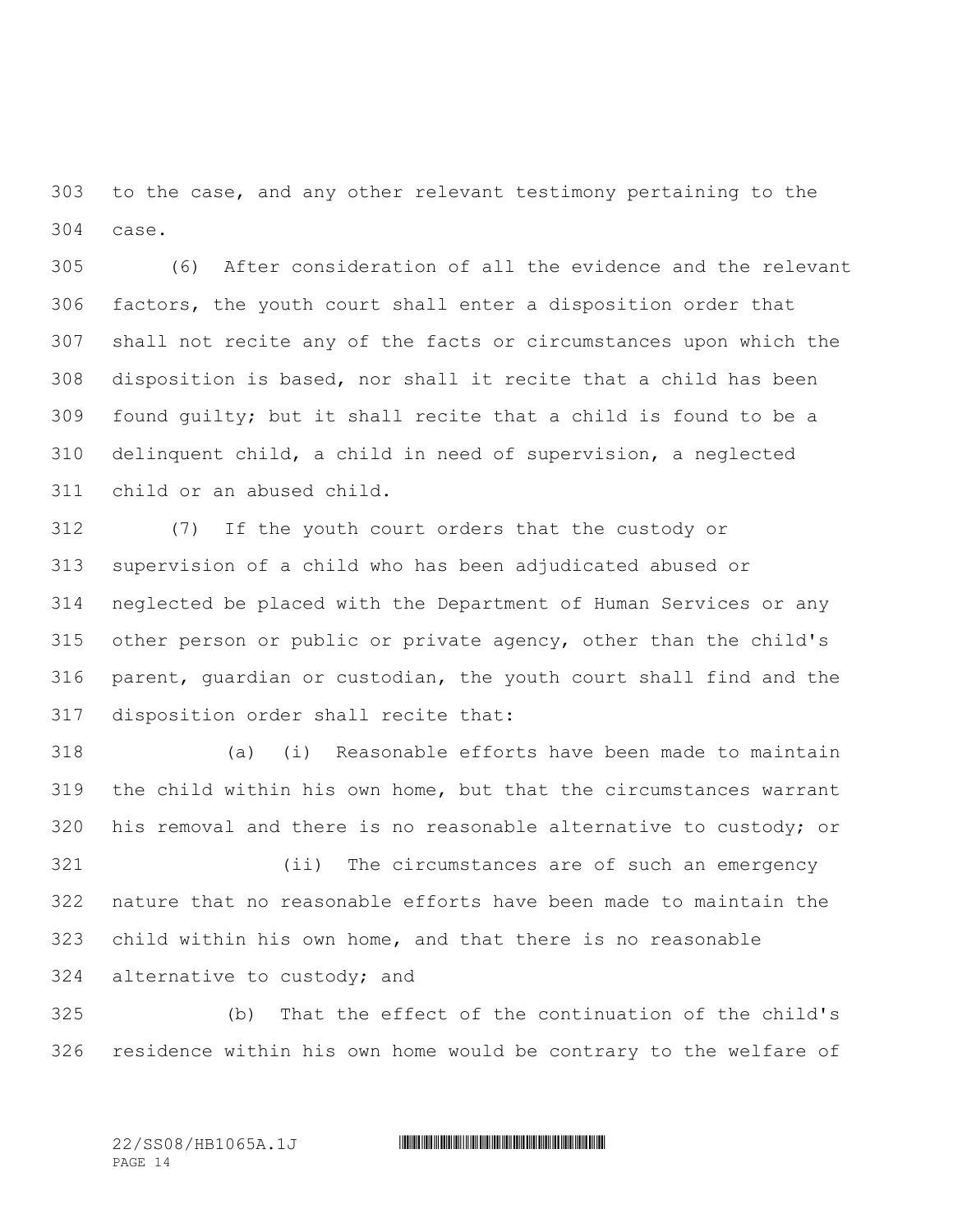to the case, and any other relevant testimony pertaining to the case.

(6) After consideration of all the evidence and the relevant factors, the youth court shall enter a disposition order that shall not recite any of the facts or circumstances upon which the disposition is based, nor shall it recite that a child has been found guilty; but it shall recite that a child is found to be a delinquent child, a child in need of supervision, a neglected child or an abused child.

(7) If the youth court orders that the custody or supervision of a child who has been adjudicated abused or neglected be placed with the Department of Human Services or any other person or public or private agency, other than the child's parent, guardian or custodian, the youth court shall find and the disposition order shall recite that:

(a) (i) Reasonable efforts have been made to maintain the child within his own home, but that the circumstances warrant his removal and there is no reasonable alternative to custody; or

(ii) The circumstances are of such an emergency nature that no reasonable efforts have been made to maintain the child within his own home, and that there is no reasonable alternative to custody; and

(b) That the effect of the continuation of the child's residence within his own home would be contrary to the welfare of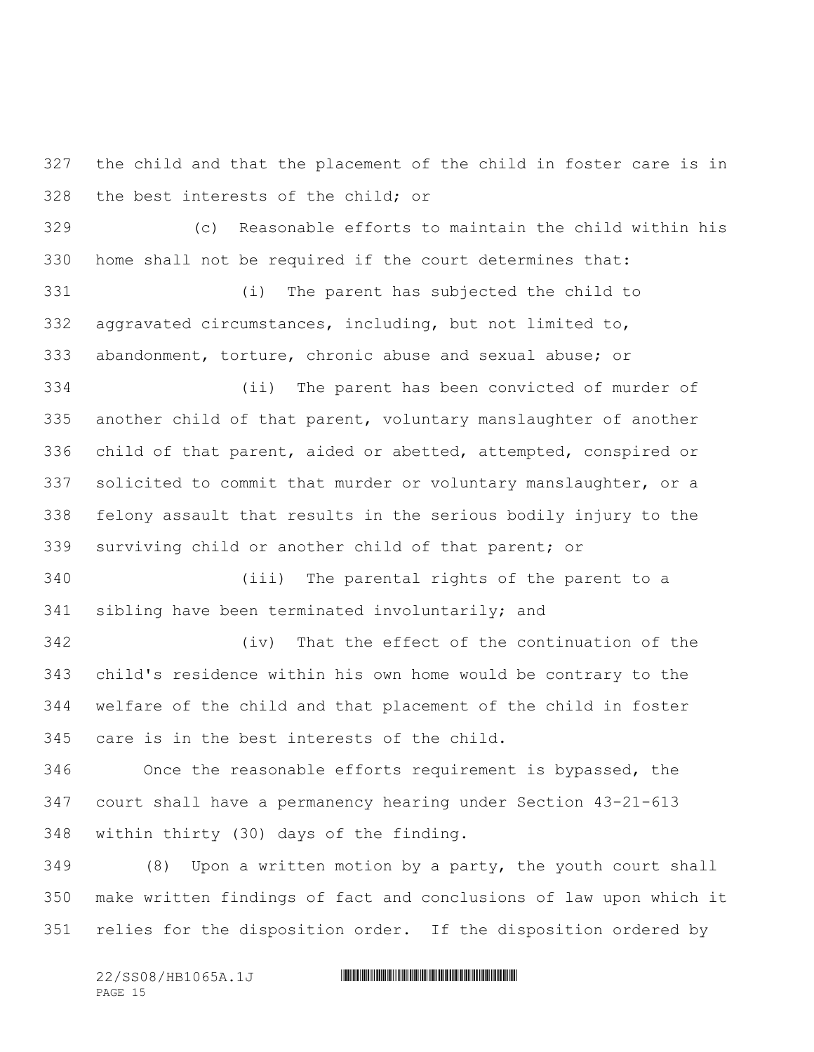the child and that the placement of the child in foster care is in the best interests of the child; or

(c) Reasonable efforts to maintain the child within his home shall not be required if the court determines that:

(i) The parent has subjected the child to aggravated circumstances, including, but not limited to, abandonment, torture, chronic abuse and sexual abuse; or

(ii) The parent has been convicted of murder of another child of that parent, voluntary manslaughter of another child of that parent, aided or abetted, attempted, conspired or solicited to commit that murder or voluntary manslaughter, or a felony assault that results in the serious bodily injury to the surviving child or another child of that parent; or

(iii) The parental rights of the parent to a sibling have been terminated involuntarily; and

(iv) That the effect of the continuation of the child's residence within his own home would be contrary to the welfare of the child and that placement of the child in foster care is in the best interests of the child.

Once the reasonable efforts requirement is bypassed, the court shall have a permanency hearing under Section 43-21-613 within thirty (30) days of the finding.

(8) Upon a written motion by a party, the youth court shall make written findings of fact and conclusions of law upon which it relies for the disposition order. If the disposition ordered by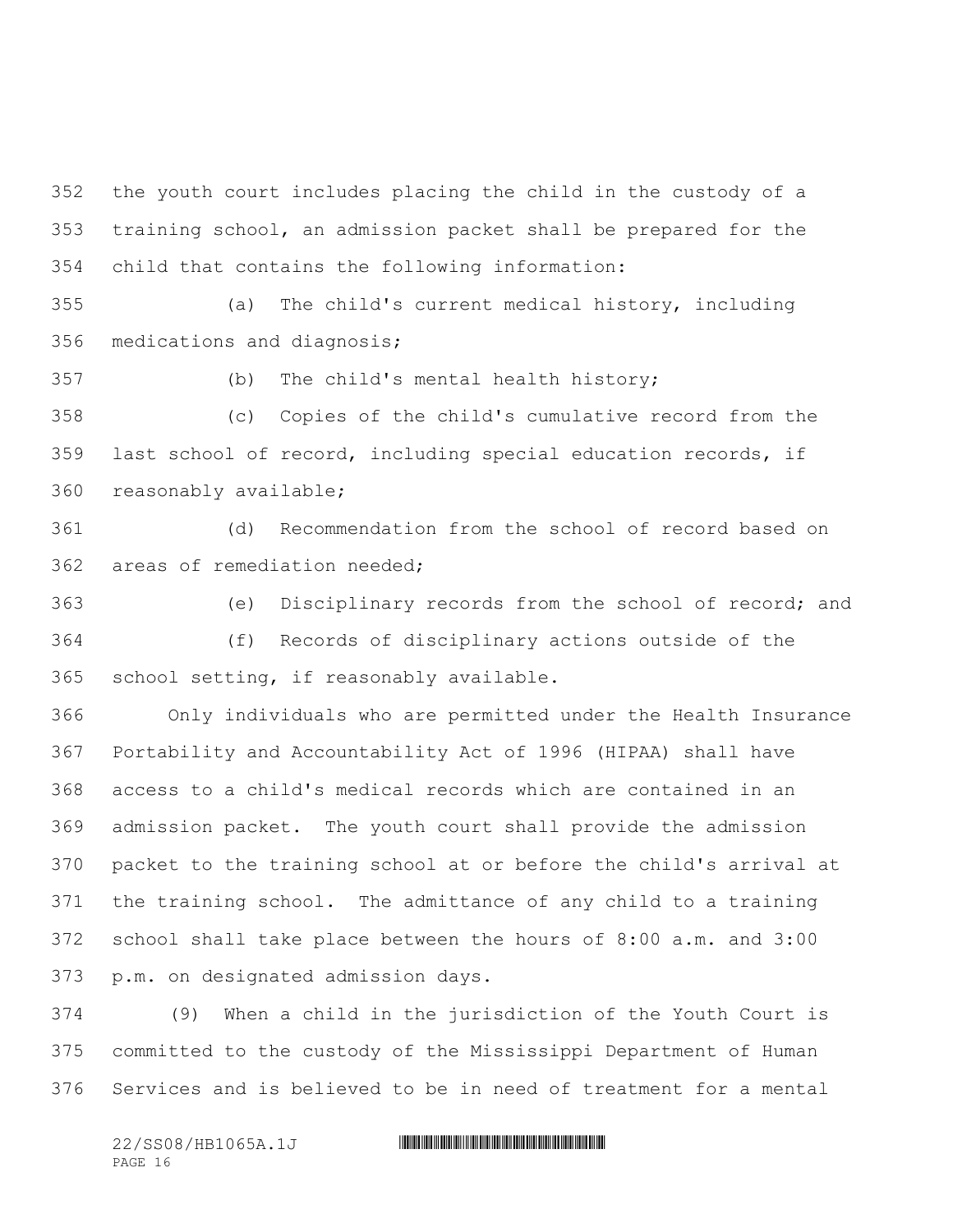the youth court includes placing the child in the custody of a training school, an admission packet shall be prepared for the child that contains the following information:

(a) The child's current medical history, including medications and diagnosis;

(b) The child's mental health history;

(c) Copies of the child's cumulative record from the last school of record, including special education records, if reasonably available;

(d) Recommendation from the school of record based on areas of remediation needed;

(e) Disciplinary records from the school of record; and

(f) Records of disciplinary actions outside of the school setting, if reasonably available.

Only individuals who are permitted under the Health Insurance Portability and Accountability Act of 1996 (HIPAA) shall have access to a child's medical records which are contained in an admission packet. The youth court shall provide the admission packet to the training school at or before the child's arrival at the training school. The admittance of any child to a training school shall take place between the hours of 8:00 a.m. and 3:00 p.m. on designated admission days.

(9) When a child in the jurisdiction of the Youth Court is committed to the custody of the Mississippi Department of Human Services and is believed to be in need of treatment for a mental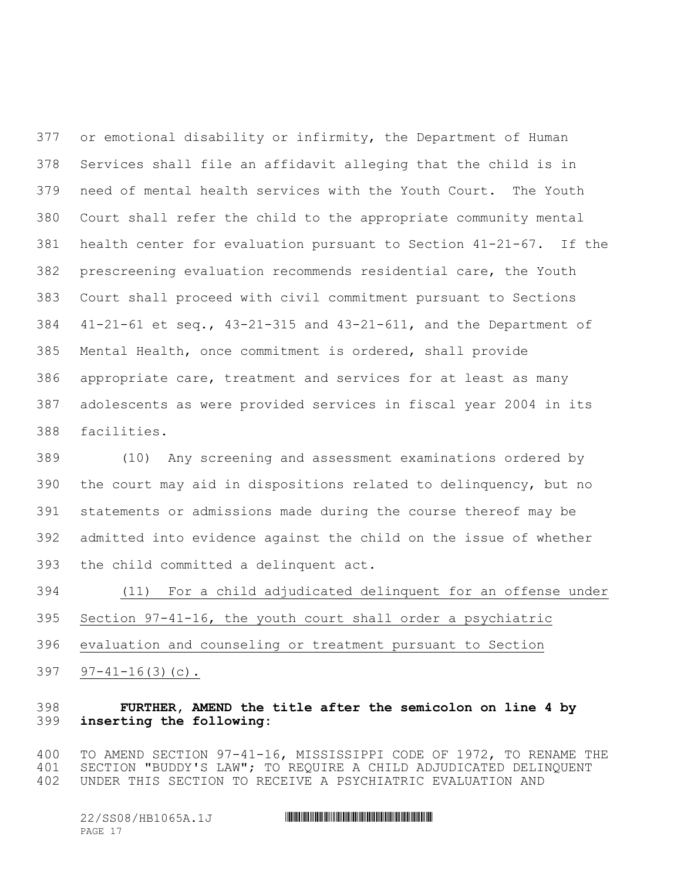or emotional disability or infirmity, the Department of Human Services shall file an affidavit alleging that the child is in need of mental health services with the Youth Court. The Youth Court shall refer the child to the appropriate community mental health center for evaluation pursuant to Section 41-21-67. If the prescreening evaluation recommends residential care, the Youth Court shall proceed with civil commitment pursuant to Sections 41-21-61 et seq., 43-21-315 and 43-21-611, and the Department of Mental Health, once commitment is ordered, shall provide appropriate care, treatment and services for at least as many adolescents as were provided services in fiscal year 2004 in its facilities.

(10) Any screening and assessment examinations ordered by the court may aid in dispositions related to delinquency, but no statements or admissions made during the course thereof may be admitted into evidence against the child on the issue of whether the child committed a delinquent act.

(11) For a child adjudicated delinquent for an offense under Section 97-41-16, the youth court shall order a psychiatric evaluation and counseling or treatment pursuant to Section 97-41-16(3)(c).

**FURTHER, AMEND the title after the semicolon on line 4 by inserting the following:**

TO AMEND SECTION 97-41-16, MISSISSIPPI CODE OF 1972, TO RENAME THE SECTION "BUDDY'S LAW"; TO REQUIRE A CHILD ADJUDICATED DELINQUENT UNDER THIS SECTION TO RECEIVE A PSYCHIATRIC EVALUATION AND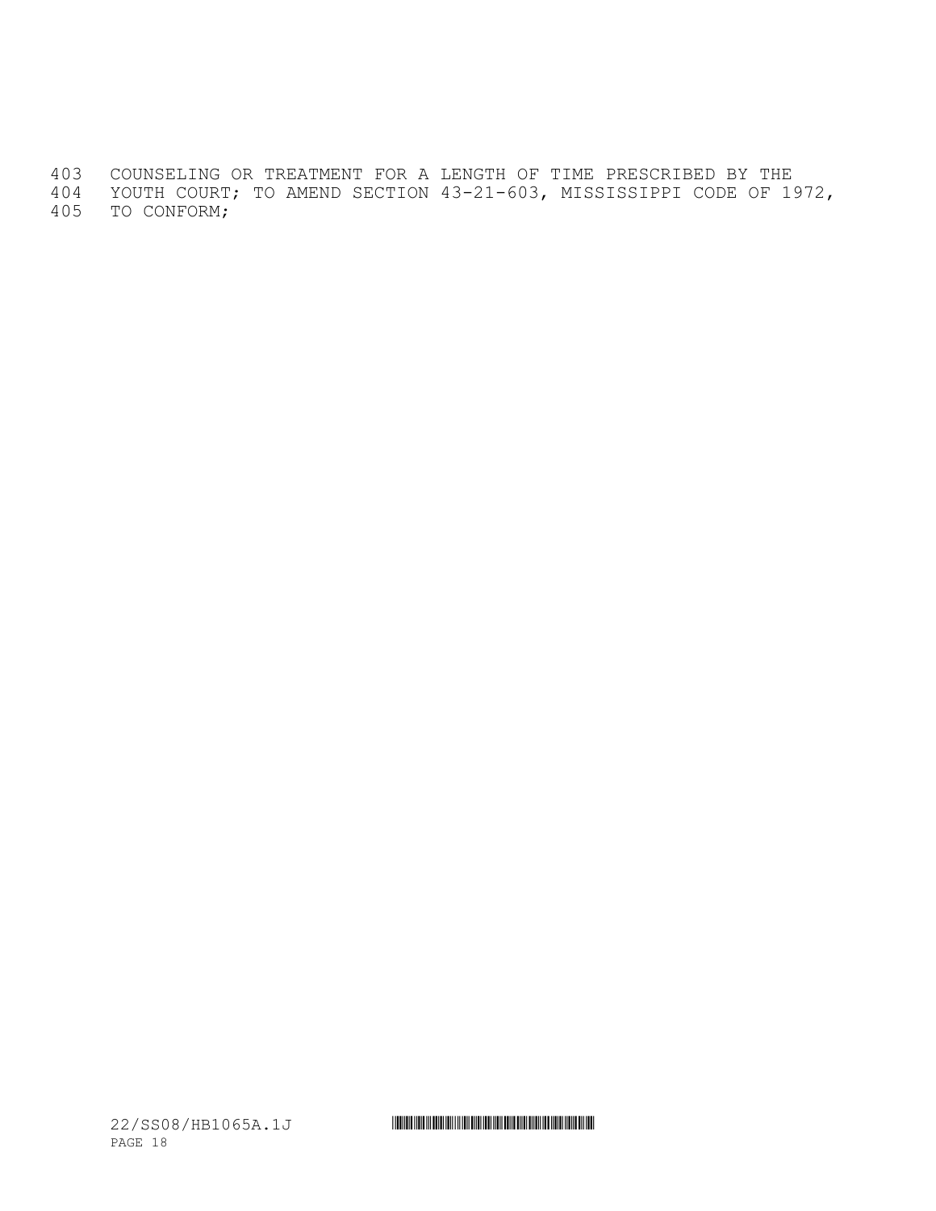COUNSELING OR TREATMENT FOR A LENGTH OF TIME PRESCRIBED BY THE YOUTH COURT; TO AMEND SECTION 43-21-603, MISSISSIPPI CODE OF 1972, TO CONFORM;